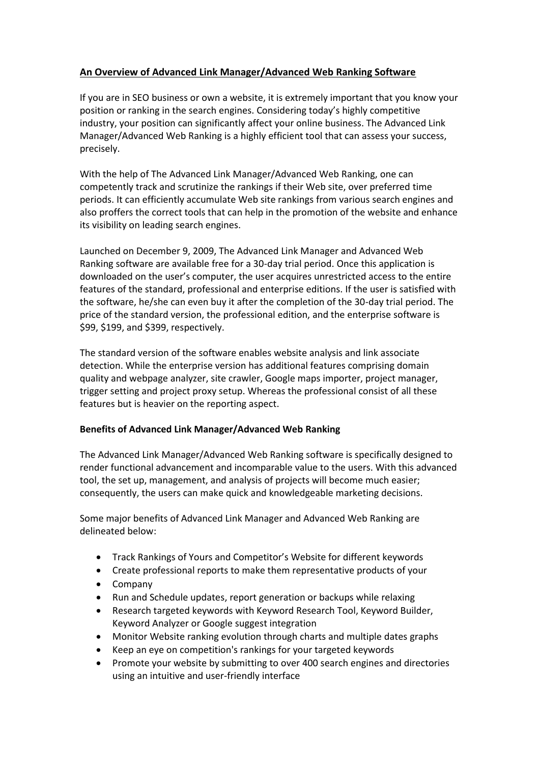# An Overview of Advanced Link Manager/Advanced Web Ranking Software

If you are in SEO business or own a website, it is extremely important that you know your position or ranking in the search engines. Considering today's highly competitive industry, your position can significantly affect your online business. The Advanced Link Manager/Advanced Web Ranking is a highly efficient tool that can assess your success, precisely.

With the help of The Advanced Link Manager/Advanced Web Ranking, one can competently track and scrutinize the rankings if their Web site, over preferred time periods. It can efficiently accumulate Web site rankings from various search engines and also proffers the correct tools that can help in the promotion of the website and enhance its visibility on leading search engines.

Launched on December 9, 2009, The Advanced Link Manager and Advanced Web Ranking software are available free for a 30-day trial period. Once this application is downloaded on the user's computer, the user acquires unrestricted access to the entire features of the standard, professional and enterprise editions. If the user is satisfied with the software, he/she can even buy it after the completion of the 30-day trial period. The price of the standard version, the professional edition, and the enterprise software is $99, $199, and $399, respectively.

The standard version of the software enables website analysis and link associate detection. While the enterprise version has additional features comprising domain quality and webpage analyzer, site crawler, Google maps importer, project manager, trigger setting and project proxy setup. Whereas the professional consist of all these features but is heavier on the reporting aspect.

## Benefits of Advanced Link Manager/Advanced Web Ranking

The Advanced Link Manager/Advanced Web Ranking software is specifically designed to render functional advancement and incomparable value to the users. With this advanced tool, the set up, management, and analysis of projects will become much easier; consequently, the users can make quick and knowledgeable marketing decisions.

Some major benefits of Advanced Link Manager and Advanced Web Ranking are delineated below:

- Track Rankings of Yours and Competitor's Website for different keywords
- Create professional reports to make them representative products of your
- Company
- Run and Schedule updates, report generation or backups while relaxing
- Research targeted keywords with Keyword Research Tool, Keyword Builder, Keyword Analyzer or Google suggest integration
- Monitor Website ranking evolution through charts and multiple dates graphs
- Keep an eye on competition's rankings for your targeted keywords
- Promote your website by submitting to over 400 search engines and directories using an intuitive and user-friendly interface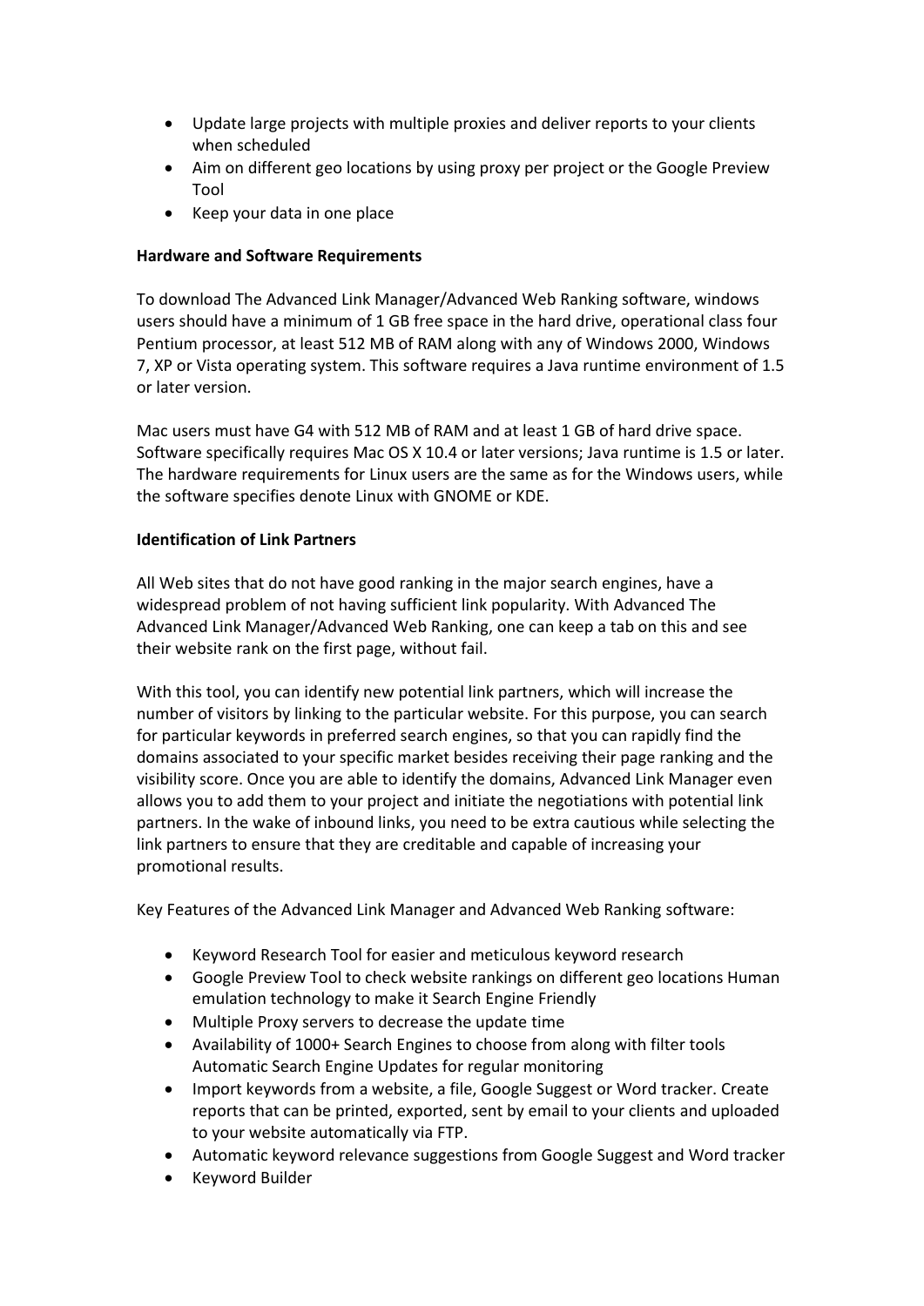- Update large projects with multiple proxies and deliver reports to your clients when scheduled
- Aim on different geo locations by using proxy per project or the Google Preview Tool
- Keep your data in one place

**Hardware and Software Requirements**

To download The Advanced Link Manager/Advanced Web Ranking software, windows users should have a minimum of 1 GB free space in the hard drive, operational class four Pentium processor, at least 512 MB of RAM along with any of Windows 2000, Windows 7, XP or Vista operating system. This software requires a Java runtime environment of 1.5 or later version.

Mac users must have G4 with 512 MB of RAM and at least 1 GB of hard drive space. Software specifically requires Mac OS X 10.4 or later versions; Java runtime is 1.5 or later. The hardware requirements for Linux users are the same as for the Windows users, while the software specifies denote Linux with GNOME or KDE.

**Identification of Link Partners**

All Web sites that do not have good ranking in the major search engines, have a widespread problem of not having sufficient link popularity. With Advanced The Advanced Link Manager/Advanced Web Ranking, one can keep a tab on this and see their website rank on the first page, without fail.

With this tool, you can identify new potential link partners, which will increase the number of visitors by linking to the particular website. For this purpose, you can search for particular keywords in preferred search engines, so that you can rapidly find the domains associated to your specific market besides receiving their page ranking and the visibility score. Once you are able to identify the domains, Advanced Link Manager even allows you to add them to your project and initiate the negotiations with potential link partners. In the wake of inbound links, you need to be extra cautious while selecting the link partners to ensure that they are creditable and capable of increasing your promotional results.

Key Features of the Advanced Link Manager and Advanced Web Ranking software:

- Keyword Research Tool for easier and meticulous keyword research
- Google Preview Tool to check website rankings on different geo locations Human emulation technology to make it Search Engine Friendly
- Multiple Proxy servers to decrease the update time
- Availability of 1000+ Search Engines to choose from along with filter tools Automatic Search Engine Updates for regular monitoring
- Import keywords from a website, a file, Google Suggest or Word tracker. Create reports that can be printed, exported, sent by email to your clients and uploaded to your website automatically via FTP.
- Automatic keyword relevance suggestions from Google Suggest and Word tracker
- Keyword Builder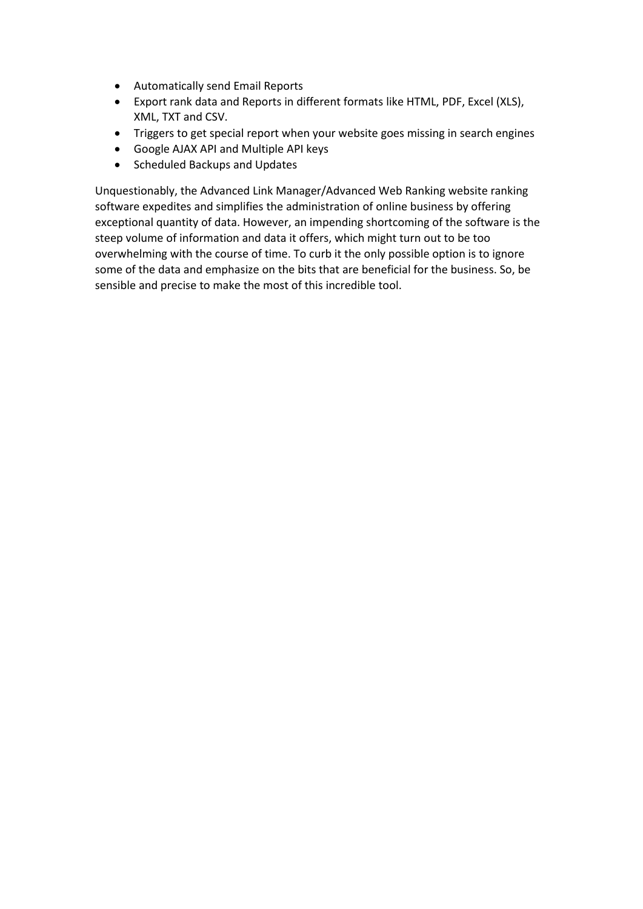- Automatically send Email Reports
- Export rank data and Reports in different formats like HTML, PDF, Excel (XLS), XML, TXT and CSV.
- Triggers to get special report when your website goes missing in search engines
- Google AJAX API and Multiple API keys
- Scheduled Backups and Updates

Unquestionably, the Advanced Link Manager/Advanced Web Ranking website ranking software expedites and simplifies the administration of online business by offering exceptional quantity of data. However, an impending shortcoming of the software is the steep volume of information and data it offers, which might turn out to be too overwhelming with the course of time. To curb it the only possible option is to ignore some of the data and emphasize on the bits that are beneficial for the business. So, be sensible and precise to make the most of this incredible tool.